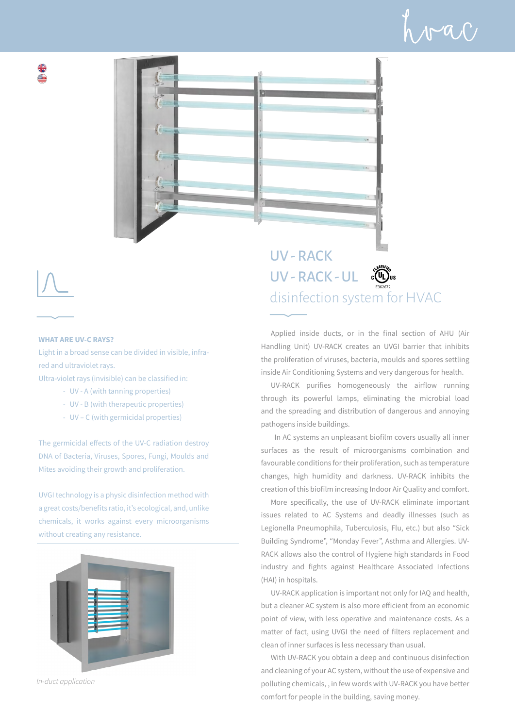# UV - RACK
# UV - RACK - UL

E362672

## disinfection system for HVAC

Applied inside ducts, or in the final section of AHU (Air Handling Unit) UV-RACK creates an UVGI barrier that inhibits the proliferation of viruses, bacteria, moulds and spores settling inside Air Conditioning Systems and very dangerous for health.

UV-RACK purifies homogeneously the airflow running through its powerful lamps, eliminating the microbial load and the spreading and distribution of dangerous and annoying pathogens inside buildings.

In AC systems an unpleasant biofilm covers usually all inner surfaces as the result of microorganisms combination and favourable conditions for their proliferation, such as temperature changes, high humidity and darkness. UV-RACK inhibits the creation of this biofilm increasing Indoor Air Quality and comfort.

More specifically, the use of UV-RACK eliminate important issues related to AC Systems and deadly illnesses (such as Legionella Pneumophila, Tuberculosis, Flu, etc.) but also “Sick Building Syndrome”, “Monday Fever”, Asthma and Allergies. UV-RACK allows also the control of Hygiene high standards in Food industry and fights against Healthcare Associated Infections (HAI) in hospitals.

UV-RACK application is important not only for IAQ and health, but a cleaner AC system is also more efficient from an economic point of view, with less operative and maintenance costs. As a matter of fact, using UVGI the need of filters replacement and clean of inner surfaces is less necessary than usual.

With UV-RACK you obtain a deep and continuous disinfection and cleaning of your AC system, without the use of expensive and polluting chemicals, , in few words with UV-RACK you have better comfort for people in the building, saving money.

**WHAT ARE UV-C RAYS?**

Light in a broad sense can be divided in visible, infra-red and ultraviolet rays.

Ultra-violet rays (invisible) can be classified in:

- UV - A (with tanning properties)
- UV - B (with therapeutic properties)
- UV – C (with germicidal properties)

The germicidal effects of the UV-C radiation destroy DNA of Bacteria, Viruses, Spores, Fungi, Moulds and Mites avoiding their growth and proliferation.

UVGI technology is a physic disinfection method with a great costs/benefits ratio, it’s ecological, and, unlike chemicals, it works against every microorganisms without creating any resistance.

*In-duct application*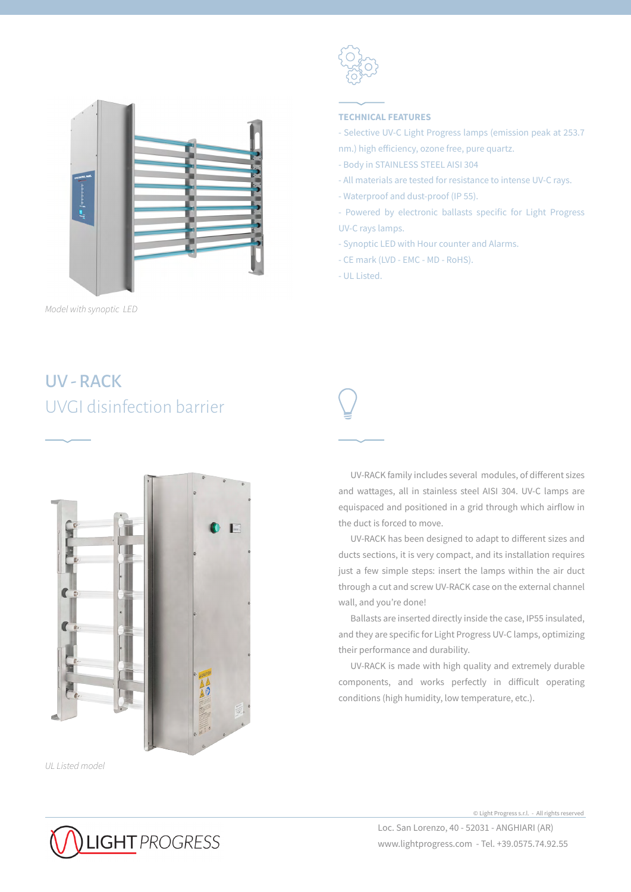Model with synoptic LED

### TECHNICAL FEATURES

- Selective UV-C Light Progress lamps (emission peak at 253.7 nm.) high efficiency, ozone free, pure quartz.
- Body in STAINLESS STEEL AISI 304
- All materials are tested for resistance to intense UV-C rays.
- Waterproof and dust-proof (IP 55).
- Powered by electronic ballasts specific for Light Progress UV-C rays lamps.
- Synoptic LED with Hour counter and Alarms.
- CE mark (LVD - EMC - MD - RoHS).
- UL Listed.

# UV - RACK

## UVGI disinfection barrier

UL Listed model

UV-RACK family includes several modules, of different sizes and wattages, all in stainless steel AISI 304. UV-C lamps are equispaced and positioned in a grid through which airflow in the duct is forced to move.

UV-RACK has been designed to adapt to different sizes and ducts sections, it is very compact, and its installation requires just a few simple steps: insert the lamps within the air duct through a cut and screw UV-RACK case on the external channel wall, and you're done!

Ballasts are inserted directly inside the case, IP55 insulated, and they are specific for Light Progress UV-C lamps, optimizing their performance and durability.

UV-RACK is made with high quality and extremely durable components, and works perfectly in difficult operating conditions (high humidity, low temperature, etc.).

© Light Progress s.r.l. - All rights reserved

LIGHT PROGRESS

Loc. San Lorenzo, 40 - 52031 - ANGHIARI (AR)
www.lightprogress.com - Tel. +39.0575.74.92.55